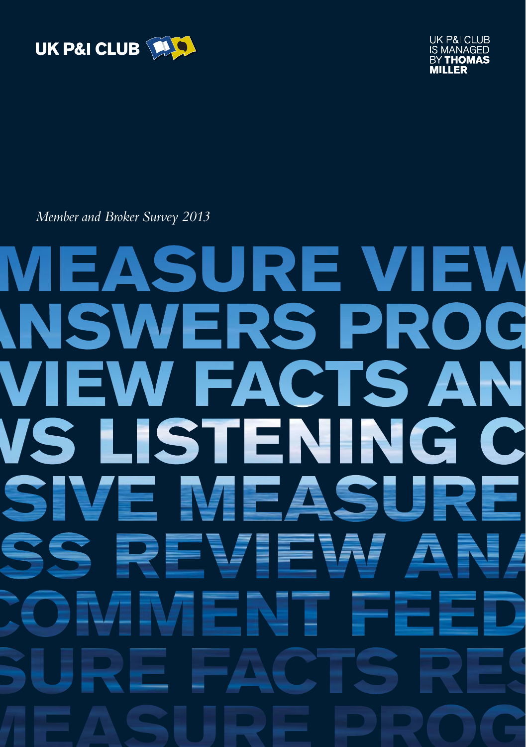UK P&I CLUB

UK P&I CLUB IS MANAGED BY **THOMAS MILLER**

*Member and Broker Survey 2013*

MEASURE VIEW
NSWERS PROG
VIEW FACTS AN
VS LISTENING C
SIVE MEASURE
SS REVIEW ANA
COMMENT FEED
SURE FACTS RES
MEASURE PROG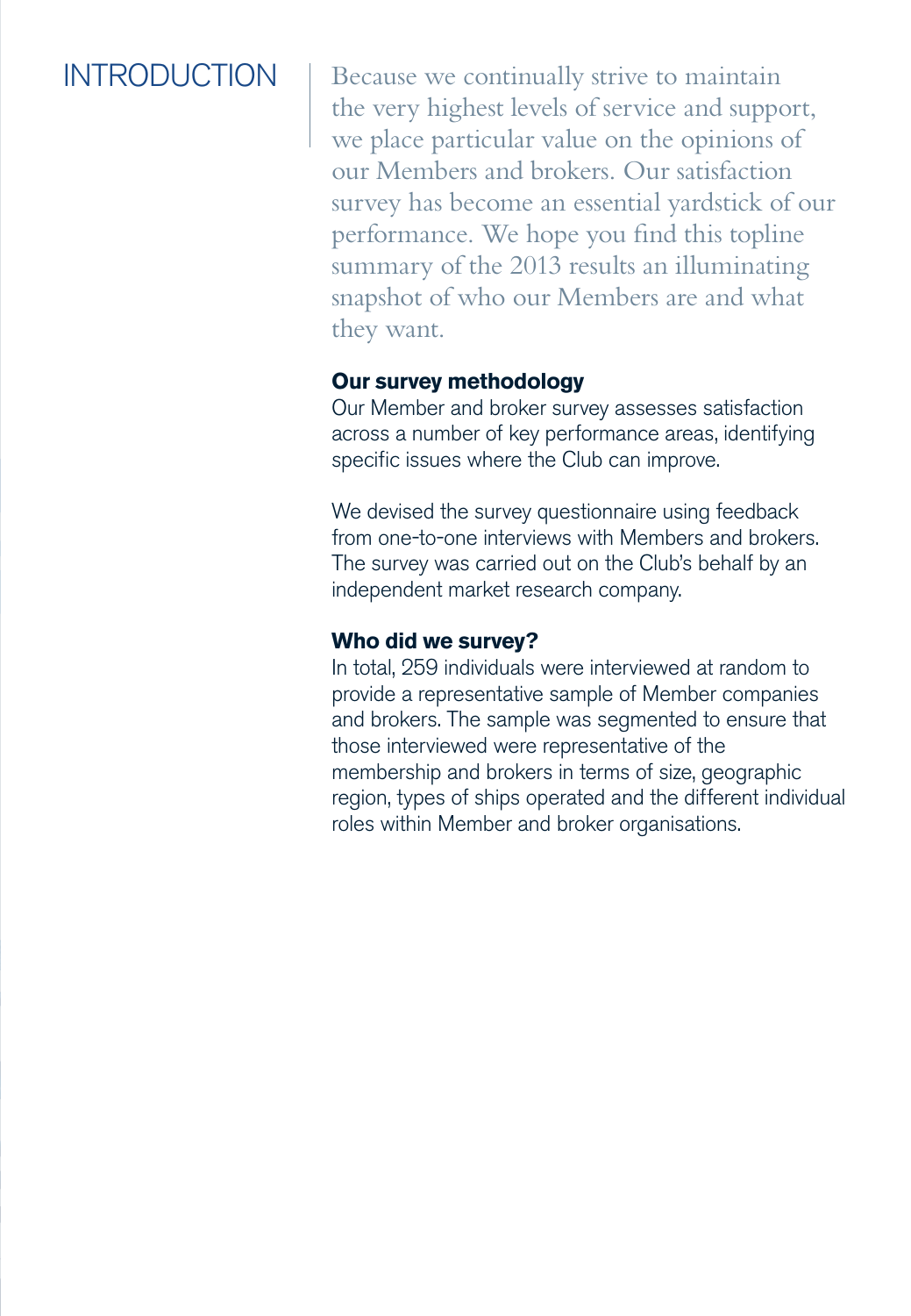# INTRODUCTION

Because we continually strive to maintain the very highest levels of service and support, we place particular value on the opinions of our Members and brokers. Our satisfaction survey has become an essential yardstick of our performance. We hope you find this topline summary of the 2013 results an illuminating snapshot of who our Members are and what they want.

**Our survey methodology**

Our Member and broker survey assesses satisfaction across a number of key performance areas, identifying specific issues where the Club can improve.

We devised the survey questionnaire using feedback from one-to-one interviews with Members and brokers. The survey was carried out on the Club's behalf by an independent market research company.

**Who did we survey?**

In total, 259 individuals were interviewed at random to provide a representative sample of Member companies and brokers. The sample was segmented to ensure that those interviewed were representative of the membership and brokers in terms of size, geographic region, types of ships operated and the different individual roles within Member and broker organisations.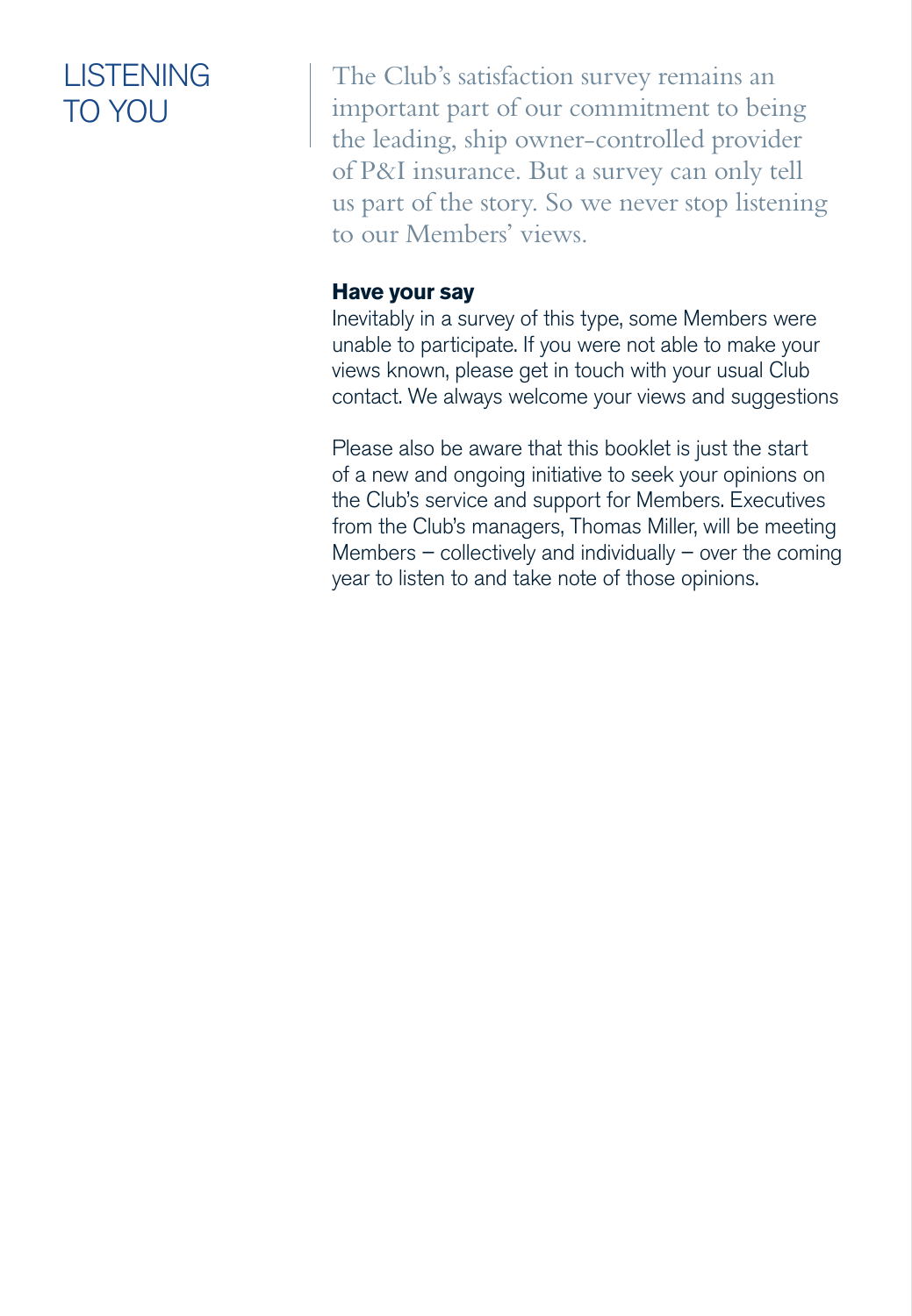# LISTENING TO YOU

The Club's satisfaction survey remains an important part of our commitment to being the leading, ship owner-controlled provider of P&I insurance. But a survey can only tell us part of the story. So we never stop listening to our Members' views.

**Have your say**

Inevitably in a survey of this type, some Members were unable to participate. If you were not able to make your views known, please get in touch with your usual Club contact. We always welcome your views and suggestions

Please also be aware that this booklet is just the start of a new and ongoing initiative to seek your opinions on the Club's service and support for Members. Executives from the Club's managers, Thomas Miller, will be meeting Members – collectively and individually – over the coming year to listen to and take note of those opinions.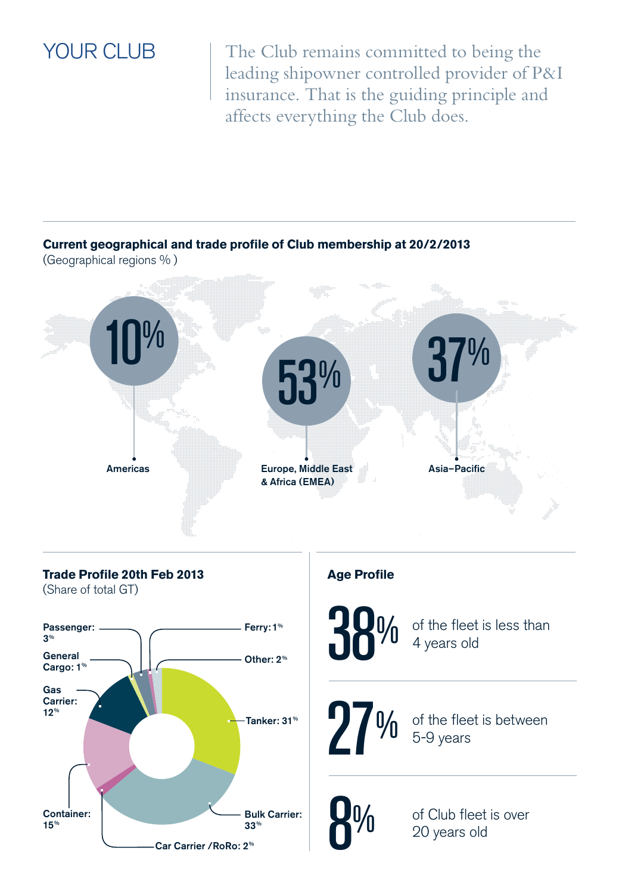# YOUR CLUB

The Club remains committed to being the leading shipowner controlled provider of P&I insurance. That is the guiding principle and affects everything the Club does.

## Current geographical and trade profile of Club membership at 20/2/2013

(Geographical regions % )

- 10% Americas
- 53% Europe, Middle East & Africa (EMEA)
- 37% Asia–Pacific

## Trade Profile 20th Feb 2013

(Share of total GT)

- Passenger: 3%
- Ferry: 1%
- General Cargo: 1%
- Other: 2%
- Gas Carrier: 12%
- Tanker: 31%
- Container: 15%
- Bulk Carrier: 33%
- Car Carrier /RoRo: 2%

## Age Profile

38% of the fleet is less than 4 years old

27% of the fleet is between 5-9 years

8% of Club fleet is over 20 years old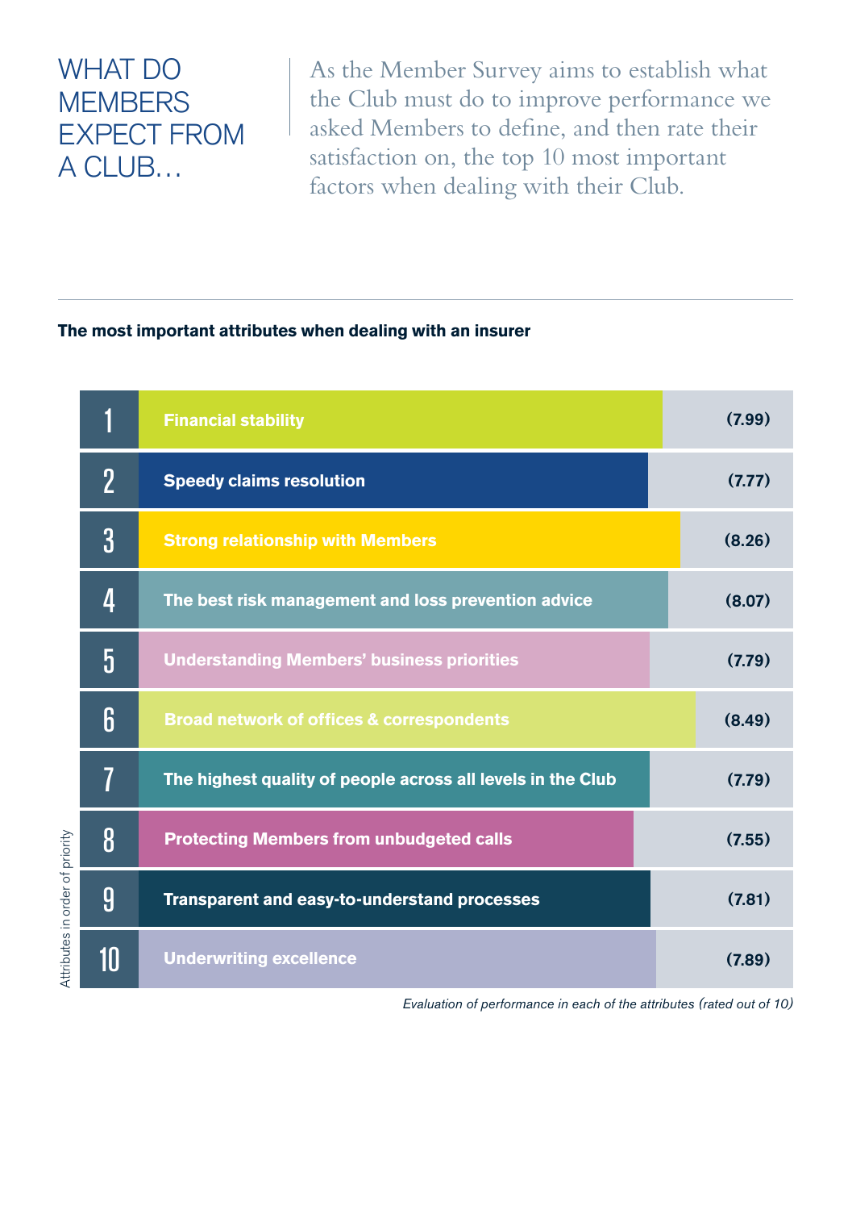# WHAT DO MEMBERS EXPECT FROM A CLUB…

As the Member Survey aims to establish what the Club must do to improve performance we asked Members to define, and then rate their satisfaction on, the top 10 most important factors when dealing with their Club.

**The most important attributes when dealing with an insurer**

| Attributes in order of priority | Attribute | Evaluation of performance |
|---|---|---|
| 1 | Financial stability | (7.99) |
| 2 | Speedy claims resolution | (7.77) |
| 3 | Strong relationship with Members | (8.26) |
| 4 | The best risk management and loss prevention advice | (8.07) |
| 5 | Understanding Members' business priorities | (7.79) |
| 6 | Broad network of offices & correspondents | (8.49) |
| 7 | The highest quality of people across all levels in the Club | (7.79) |
| 8 | Protecting Members from unbudgeted calls | (7.55) |
| 9 | Transparent and easy-to-understand processes | (7.81) |
| 10 | Underwriting excellence | (7.89) |

*Evaluation of performance in each of the attributes (rated out of 10)*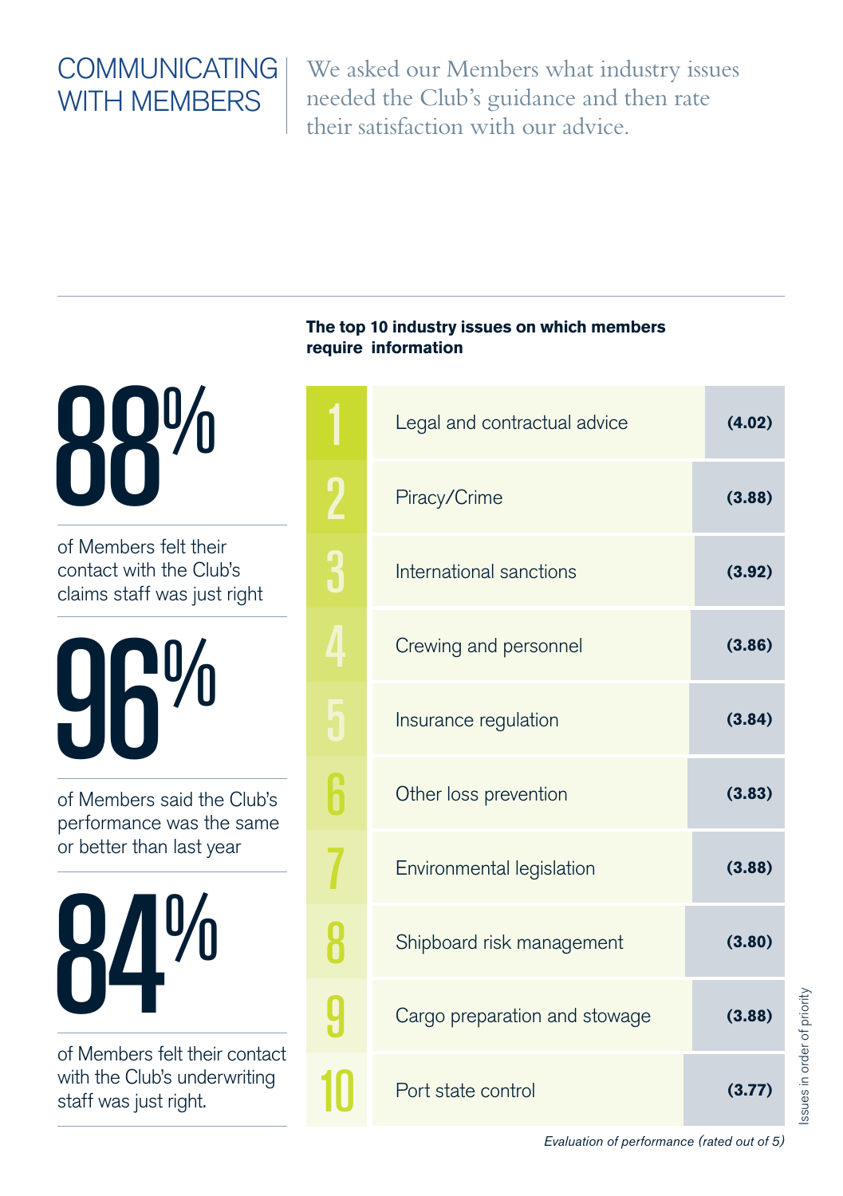# COMMUNICATING WITH MEMBERS

We asked our Members what industry issues needed the Club's guidance and then rate their satisfaction with our advice.

**88%**

of Members felt their contact with the Club's claims staff was just right

**96%**

of Members said the Club's performance was the same or better than last year

**84%**

of Members felt their contact with the Club's underwriting staff was just right.

**The top 10 industry issues on which members require information**

| | Issue | |
|---|---|---|
| 1 | Legal and contractual advice | **(4.02)** |
| 2 | Piracy/Crime | **(3.88)** |
| 3 | International sanctions | **(3.92)** |
| 4 | Crewing and personnel | **(3.86)** |
| 5 | Insurance regulation | **(3.84)** |
| 6 | Other loss prevention | **(3.83)** |
| 7 | Environmental legislation | **(3.88)** |
| 8 | Shipboard risk management | **(3.80)** |
| 9 | Cargo preparation and stowage | **(3.88)** |
| 10 | Port state control | **(3.77)** |

*Evaluation of performance (rated out of 5)*

Issues in order of priority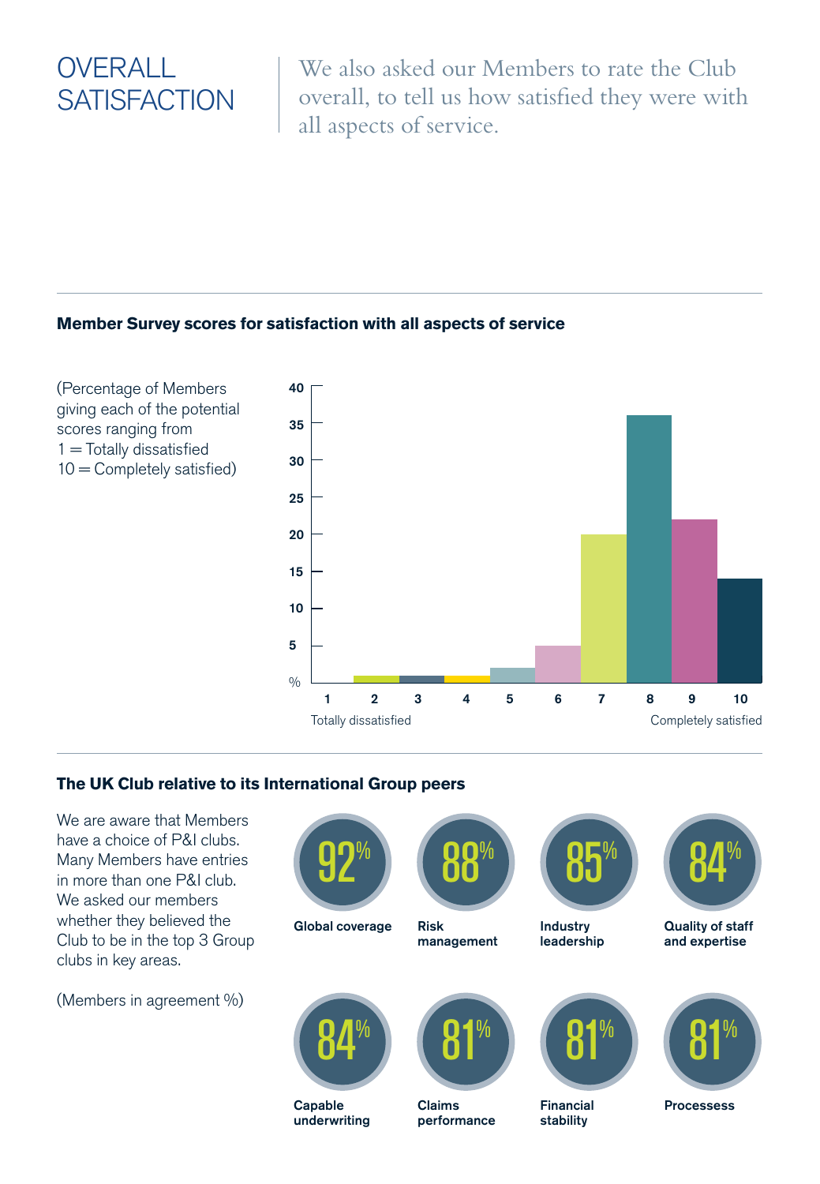# OVERALL SATISFACTION

We also asked our Members to rate the Club overall, to tell us how satisfied they were with all aspects of service.

### Member Survey scores for satisfaction with all aspects of service

(Percentage of Members giving each of the potential scores ranging from
1 = Totally dissatisfied
10 = Completely satisfied)

| Score | % |
|---|---|
| 1 (Totally dissatisfied) | 0 |
| 2 | 1 |
| 3 | 1 |
| 4 | 1 |
| 5 | 2 |
| 6 | 5 |
| 7 | 20 |
| 8 | 36 |
| 9 | 22 |
| 10 (Completely satisfied) | 14 |

### The UK Club relative to its International Group peers

We are aware that Members have a choice of P&I clubs. Many Members have entries in more than one P&I club. We asked our members whether they believed the Club to be in the top 3 Group clubs in key areas.

(Members in agreement %)

| Area | Members in agreement |
|---|---|
| Global coverage | 92% |
| Risk management | 88% |
| Industry leadership | 85% |
| Quality of staff and expertise | 84% |
| Capable underwriting | 84% |
| Claims performance | 81% |
| Financial stability | 81% |
| Processess | 81% |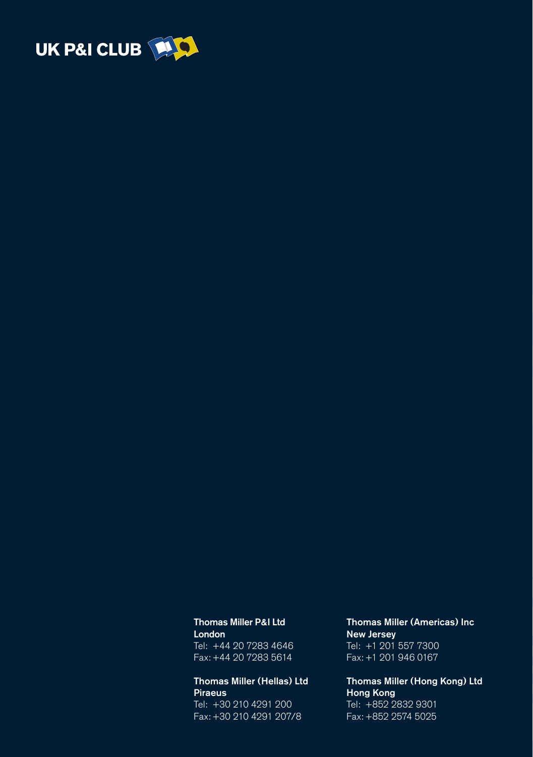**UK P&I CLUB**

**Thomas Miller P&I Ltd**
**London**
Tel: +44 20 7283 4646
Fax: +44 20 7283 5614

**Thomas Miller (Hellas) Ltd**
**Piraeus**
Tel: +30 210 4291 200
Fax: +30 210 4291 207/8

**Thomas Miller (Americas) Inc**
**New Jersey**
Tel: +1 201 557 7300
Fax: +1 201 946 0167

**Thomas Miller (Hong Kong) Ltd**
**Hong Kong**
Tel: +852 2832 9301
Fax: +852 2574 5025